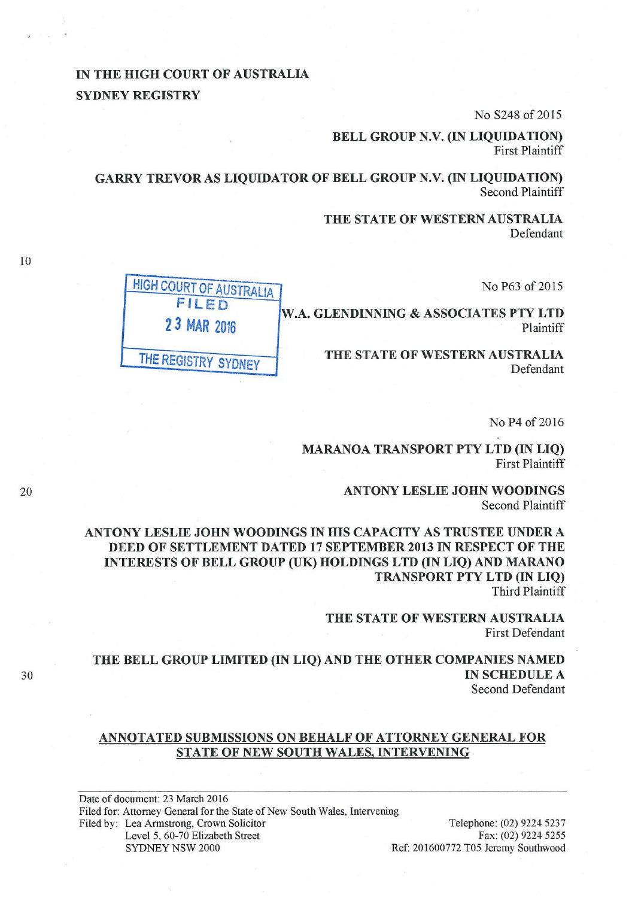IN THE HIGH COURT OF AUSTRALIA
SYDNEY REGISTRY

No S248 of 2015

**BELL GROUP N.V. (IN LIQUIDATION)**
First Plaintiff

**GARRY TREVOR AS LIQUIDATOR OF BELL GROUP N.V. (IN LIQUIDATION)**
Second Plaintiff

**THE STATE OF WESTERN AUSTRALIA**
Defendant

HIGH COURT OF AUSTRALIA
FILED
23 MAR 2016
THE REGISTRY SYDNEY

No P63 of 2015

**W.A. GLENDINNING & ASSOCIATES PTY LTD**
Plaintiff

**THE STATE OF WESTERN AUSTRALIA**
Defendant

No P4 of 2016

**MARANOA TRANSPORT PTY LTD (IN LIQ)**
First Plaintiff

**ANTONY LESLIE JOHN WOODINGS**
Second Plaintiff

**ANTONY LESLIE JOHN WOODINGS IN HIS CAPACITY AS TRUSTEE UNDER A DEED OF SETTLEMENT DATED 17 SEPTEMBER 2013 IN RESPECT OF THE INTERESTS OF BELL GROUP (UK) HOLDINGS LTD (IN LIQ) AND MARANO TRANSPORT PTY LTD (IN LIQ)**
Third Plaintiff

**THE STATE OF WESTERN AUSTRALIA**
First Defendant

**THE BELL GROUP LIMITED (IN LIQ) AND THE OTHER COMPANIES NAMED IN SCHEDULE A**
Second Defendant

## ANNOTATED SUBMISSIONS ON BEHALF OF ATTORNEY GENERAL FOR STATE OF NEW SOUTH WALES, INTERVENING

Date of document: 23 March 2016
Filed for: Attorney General for the State of New South Wales, Intervening
Filed by: Lea Armstrong, Crown Solicitor
Level 5, 60-70 Elizabeth Street
SYDNEY NSW 2000

Telephone: (02) 9224 5237
Fax: (02) 9224 5255
Ref: 201600772 T05 Jeremy Southwood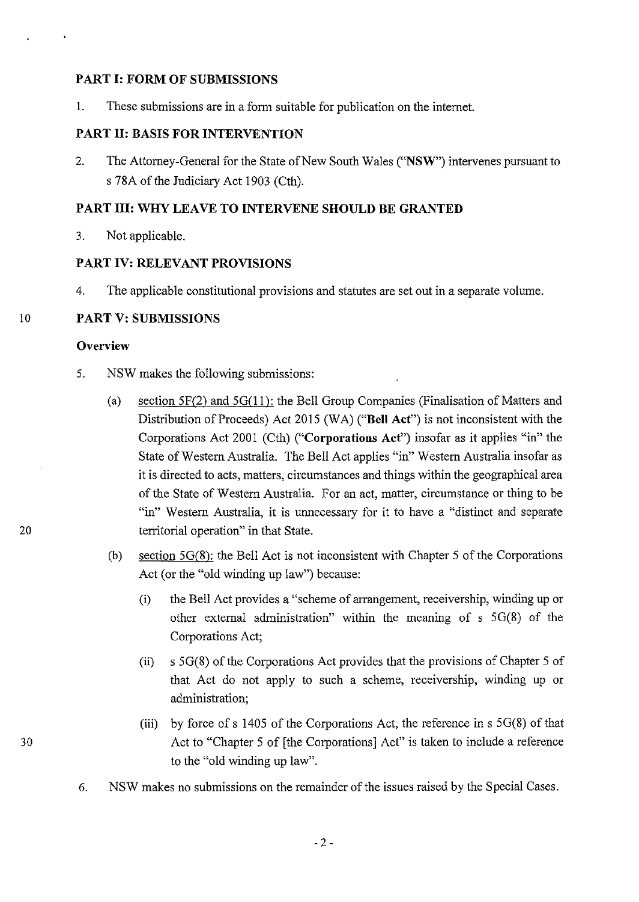## PART I: FORM OF SUBMISSIONS

1. These submissions are in a form suitable for publication on the internet.

## PART II: BASIS FOR INTERVENTION

2. The Attorney-General for the State of New South Wales ("**NSW**") intervenes pursuant to s 78A of the Judiciary Act 1903 (Cth).

## PART III: WHY LEAVE TO INTERVENE SHOULD BE GRANTED

3. Not applicable.

## PART IV: RELEVANT PROVISIONS

4. The applicable constitutional provisions and statutes are set out in a separate volume.

## PART V: SUBMISSIONS

### Overview

5. NSW makes the following submissions:

   (a) section 5F(2) and 5G(11): the Bell Group Companies (Finalisation of Matters and Distribution of Proceeds) Act 2015 (WA) ("**Bell Act**") is not inconsistent with the Corporations Act 2001 (Cth) ("**Corporations Act**") insofar as it applies "in" the State of Western Australia. The Bell Act applies "in" Western Australia insofar as it is directed to acts, matters, circumstances and things within the geographical area of the State of Western Australia. For an act, matter, circumstance or thing to be "in" Western Australia, it is unnecessary for it to have a "distinct and separate territorial operation" in that State.

   (b) section 5G(8): the Bell Act is not inconsistent with Chapter 5 of the Corporations Act (or the "old winding up law") because:

      (i) the Bell Act provides a "scheme of arrangement, receivership, winding up or other external administration" within the meaning of s 5G(8) of the Corporations Act;

      (ii) s 5G(8) of the Corporations Act provides that the provisions of Chapter 5 of that Act do not apply to such a scheme, receivership, winding up or administration;

      (iii) by force of s 1405 of the Corporations Act, the reference in s 5G(8) of that Act to "Chapter 5 of [the Corporations] Act" is taken to include a reference to the "old winding up law".

6. NSW makes no submissions on the remainder of the issues raised by the Special Cases.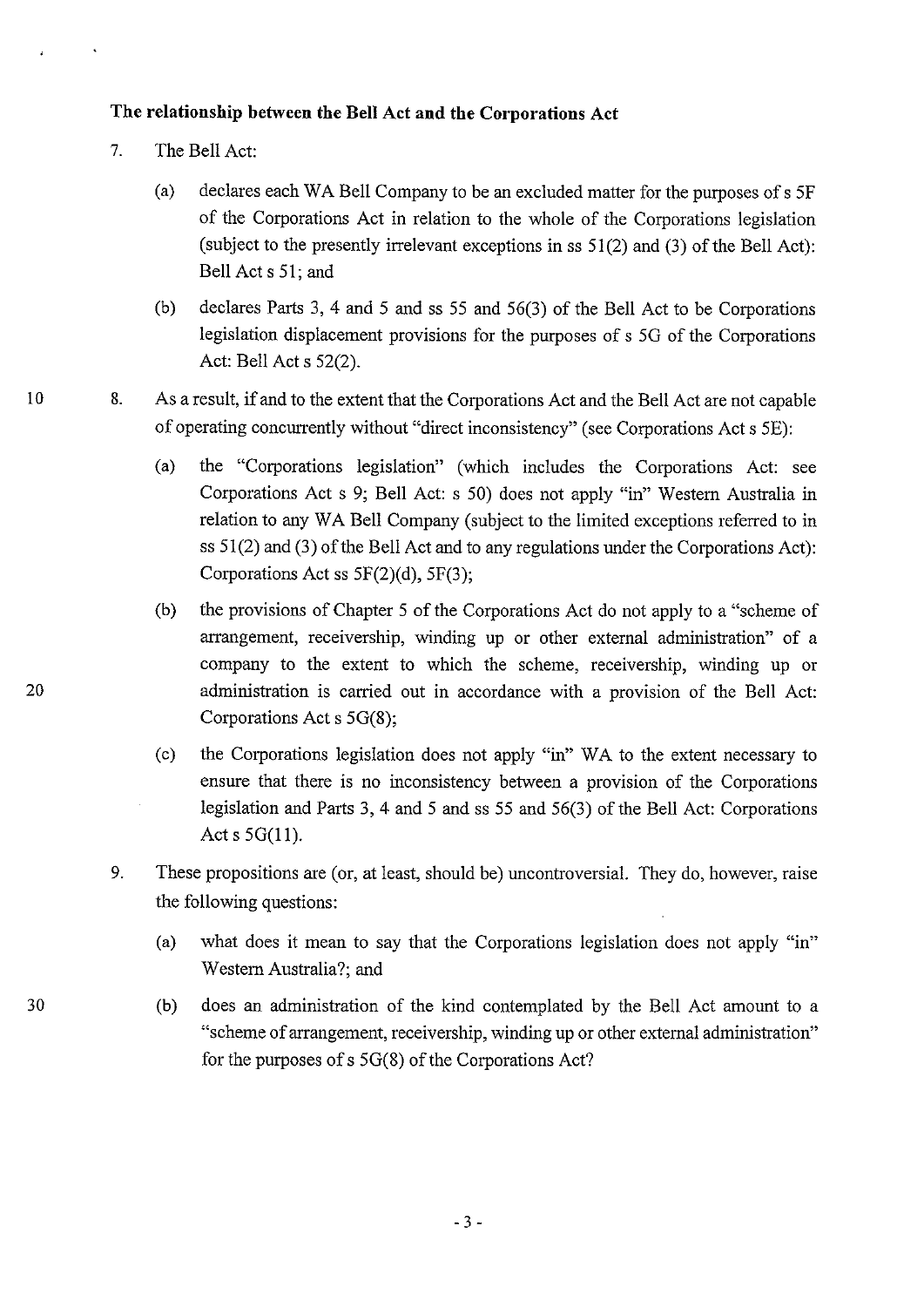**The relationship between the Bell Act and the Corporations Act**

7. The Bell Act:

   (a) declares each WA Bell Company to be an excluded matter for the purposes of s 5F of the Corporations Act in relation to the whole of the Corporations legislation (subject to the presently irrelevant exceptions in ss 51(2) and (3) of the Bell Act): Bell Act s 51; and

   (b) declares Parts 3, 4 and 5 and ss 55 and 56(3) of the Bell Act to be Corporations legislation displacement provisions for the purposes of s 5G of the Corporations Act: Bell Act s 52(2).

8. As a result, if and to the extent that the Corporations Act and the Bell Act are not capable of operating concurrently without "direct inconsistency" (see Corporations Act s 5E):

   (a) the "Corporations legislation" (which includes the Corporations Act: see Corporations Act s 9; Bell Act: s 50) does not apply "in" Western Australia in relation to any WA Bell Company (subject to the limited exceptions referred to in ss 51(2) and (3) of the Bell Act and to any regulations under the Corporations Act): Corporations Act ss 5F(2)(d), 5F(3);

   (b) the provisions of Chapter 5 of the Corporations Act do not apply to a "scheme of arrangement, receivership, winding up or other external administration" of a company to the extent to which the scheme, receivership, winding up or administration is carried out in accordance with a provision of the Bell Act: Corporations Act s 5G(8);

   (c) the Corporations legislation does not apply "in" WA to the extent necessary to ensure that there is no inconsistency between a provision of the Corporations legislation and Parts 3, 4 and 5 and ss 55 and 56(3) of the Bell Act: Corporations Act s 5G(11).

9. These propositions are (or, at least, should be) uncontroversial. They do, however, raise the following questions:

   (a) what does it mean to say that the Corporations legislation does not apply "in" Western Australia?; and

   (b) does an administration of the kind contemplated by the Bell Act amount to a "scheme of arrangement, receivership, winding up or other external administration" for the purposes of s 5G(8) of the Corporations Act?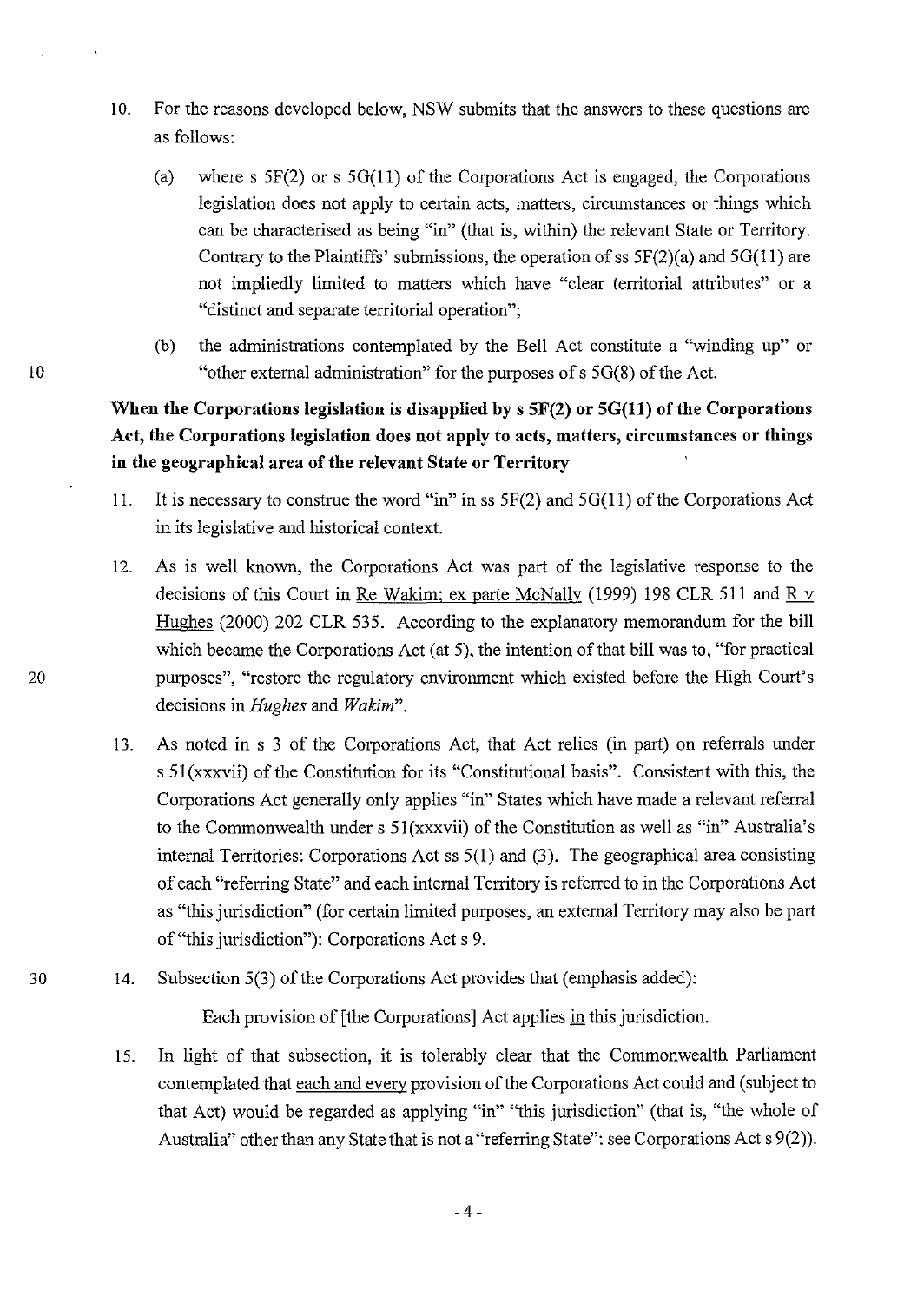10. For the reasons developed below, NSW submits that the answers to these questions are as follows:

    (a) where s 5F(2) or s 5G(11) of the Corporations Act is engaged, the Corporations legislation does not apply to certain acts, matters, circumstances or things which can be characterised as being "in" (that is, within) the relevant State or Territory. Contrary to the Plaintiffs' submissions, the operation of ss 5F(2)(a) and 5G(11) are not impliedly limited to matters which have "clear territorial attributes" or a "distinct and separate territorial operation";

    (b) the administrations contemplated by the Bell Act constitute a "winding up" or "other external administration" for the purposes of s 5G(8) of the Act.

**When the Corporations legislation is disapplied by s 5F(2) or 5G(11) of the Corporations Act, the Corporations legislation does not apply to acts, matters, circumstances or things in the geographical area of the relevant State or Territory**

11. It is necessary to construe the word "in" in ss 5F(2) and 5G(11) of the Corporations Act in its legislative and historical context.

12. As is well known, the Corporations Act was part of the legislative response to the decisions of this Court in Re Wakim; ex parte McNally (1999) 198 CLR 511 and R v Hughes (2000) 202 CLR 535. According to the explanatory memorandum for the bill which became the Corporations Act (at 5), the intention of that bill was to, "for practical purposes", "restore the regulatory environment which existed before the High Court's decisions in *Hughes* and *Wakim*".

13. As noted in s 3 of the Corporations Act, that Act relies (in part) on referrals under s 51(xxxvii) of the Constitution for its "Constitutional basis". Consistent with this, the Corporations Act generally only applies "in" States which have made a relevant referral to the Commonwealth under s 51(xxxvii) of the Constitution as well as "in" Australia's internal Territories: Corporations Act ss 5(1) and (3). The geographical area consisting of each "referring State" and each internal Territory is referred to in the Corporations Act as "this jurisdiction" (for certain limited purposes, an external Territory may also be part of "this jurisdiction"): Corporations Act s 9.

14. Subsection 5(3) of the Corporations Act provides that (emphasis added):

    Each provision of [the Corporations] Act applies <u>in</u> this jurisdiction.

15. In light of that subsection, it is tolerably clear that the Commonwealth Parliament contemplated that <u>each and every</u> provision of the Corporations Act could and (subject to that Act) would be regarded as applying "in" "this jurisdiction" (that is, "the whole of Australia" other than any State that is not a "referring State": see Corporations Act s 9(2)).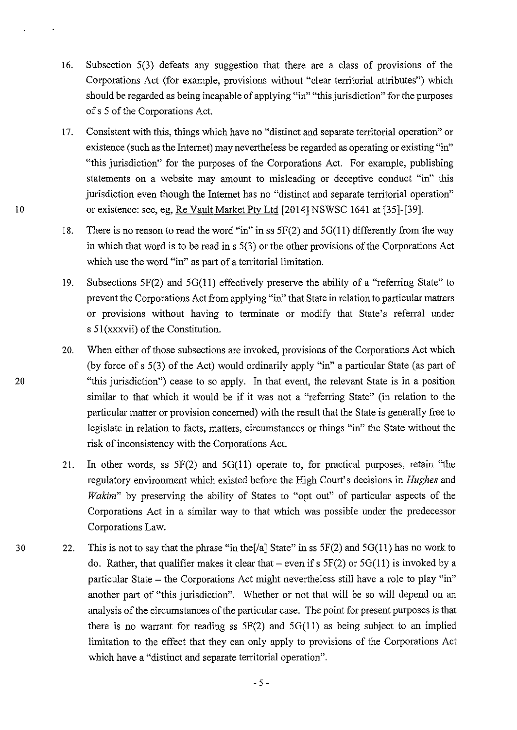16. Subsection 5(3) defeats any suggestion that there are a class of provisions of the Corporations Act (for example, provisions without "clear territorial attributes") which should be regarded as being incapable of applying "in" "this jurisdiction" for the purposes of s 5 of the Corporations Act.

17. Consistent with this, things which have no "distinct and separate territorial operation" or existence (such as the Internet) may nevertheless be regarded as operating or existing "in" "this jurisdiction" for the purposes of the Corporations Act. For example, publishing statements on a website may amount to misleading or deceptive conduct "in" this jurisdiction even though the Internet has no "distinct and separate territorial operation" or existence: see, eg, Re Vault Market Pty Ltd [2014] NSWSC 1641 at [35]-[39].

18. There is no reason to read the word "in" in ss 5F(2) and 5G(11) differently from the way in which that word is to be read in s 5(3) or the other provisions of the Corporations Act which use the word "in" as part of a territorial limitation.

19. Subsections 5F(2) and 5G(11) effectively preserve the ability of a "referring State" to prevent the Corporations Act from applying "in" that State in relation to particular matters or provisions without having to terminate or modify that State's referral under s 51(xxxvii) of the Constitution.

20. When either of those subsections are invoked, provisions of the Corporations Act which (by force of s 5(3) of the Act) would ordinarily apply "in" a particular State (as part of "this jurisdiction") cease to so apply. In that event, the relevant State is in a position similar to that which it would be if it was not a "referring State" (in relation to the particular matter or provision concerned) with the result that the State is generally free to legislate in relation to facts, matters, circumstances or things "in" the State without the risk of inconsistency with the Corporations Act.

21. In other words, ss 5F(2) and 5G(11) operate to, for practical purposes, retain "the regulatory environment which existed before the High Court's decisions in *Hughes* and *Wakim*" by preserving the ability of States to "opt out" of particular aspects of the Corporations Act in a similar way to that which was possible under the predecessor Corporations Law.

22. This is not to say that the phrase "in the[/a] State" in ss 5F(2) and 5G(11) has no work to do. Rather, that qualifier makes it clear that – even if s 5F(2) or 5G(11) is invoked by a particular State – the Corporations Act might nevertheless still have a role to play "in" another part of "this jurisdiction". Whether or not that will be so will depend on an analysis of the circumstances of the particular case. The point for present purposes is that there is no warrant for reading ss 5F(2) and 5G(11) as being subject to an implied limitation to the effect that they can only apply to provisions of the Corporations Act which have a "distinct and separate territorial operation".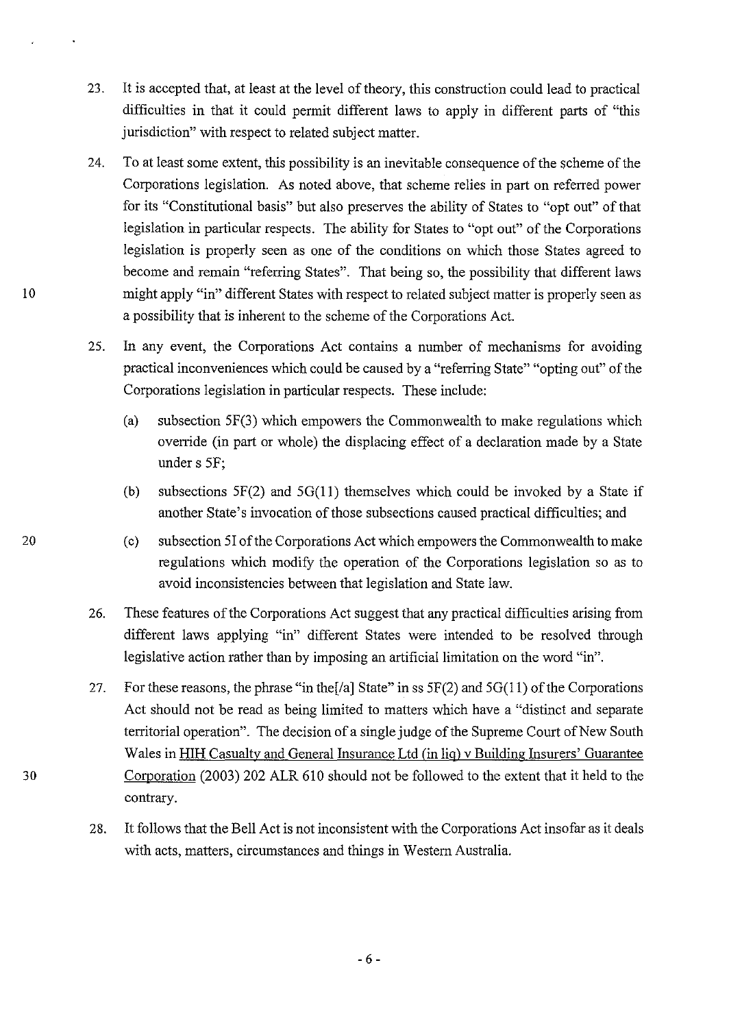23. It is accepted that, at least at the level of theory, this construction could lead to practical difficulties in that it could permit different laws to apply in different parts of "this jurisdiction" with respect to related subject matter.

24. To at least some extent, this possibility is an inevitable consequence of the scheme of the Corporations legislation. As noted above, that scheme relies in part on referred power for its "Constitutional basis" but also preserves the ability of States to "opt out" of that legislation in particular respects. The ability for States to "opt out" of the Corporations legislation is properly seen as one of the conditions on which those States agreed to become and remain "referring States". That being so, the possibility that different laws might apply "in" different States with respect to related subject matter is properly seen as a possibility that is inherent to the scheme of the Corporations Act.

25. In any event, the Corporations Act contains a number of mechanisms for avoiding practical inconveniences which could be caused by a "referring State" "opting out" of the Corporations legislation in particular respects. These include:

    (a) subsection 5F(3) which empowers the Commonwealth to make regulations which override (in part or whole) the displacing effect of a declaration made by a State under s 5F;

    (b) subsections 5F(2) and 5G(11) themselves which could be invoked by a State if another State's invocation of those subsections caused practical difficulties; and

    (c) subsection 5I of the Corporations Act which empowers the Commonwealth to make regulations which modify the operation of the Corporations legislation so as to avoid inconsistencies between that legislation and State law.

26. These features of the Corporations Act suggest that any practical difficulties arising from different laws applying "in" different States were intended to be resolved through legislative action rather than by imposing an artificial limitation on the word "in".

27. For these reasons, the phrase "in the[/a] State" in ss 5F(2) and 5G(11) of the Corporations Act should not be read as being limited to matters which have a "distinct and separate territorial operation". The decision of a single judge of the Supreme Court of New South Wales in HIH Casualty and General Insurance Ltd (in liq) v Building Insurers' Guarantee Corporation (2003) 202 ALR 610 should not be followed to the extent that it held to the contrary.

28. It follows that the Bell Act is not inconsistent with the Corporations Act insofar as it deals with acts, matters, circumstances and things in Western Australia.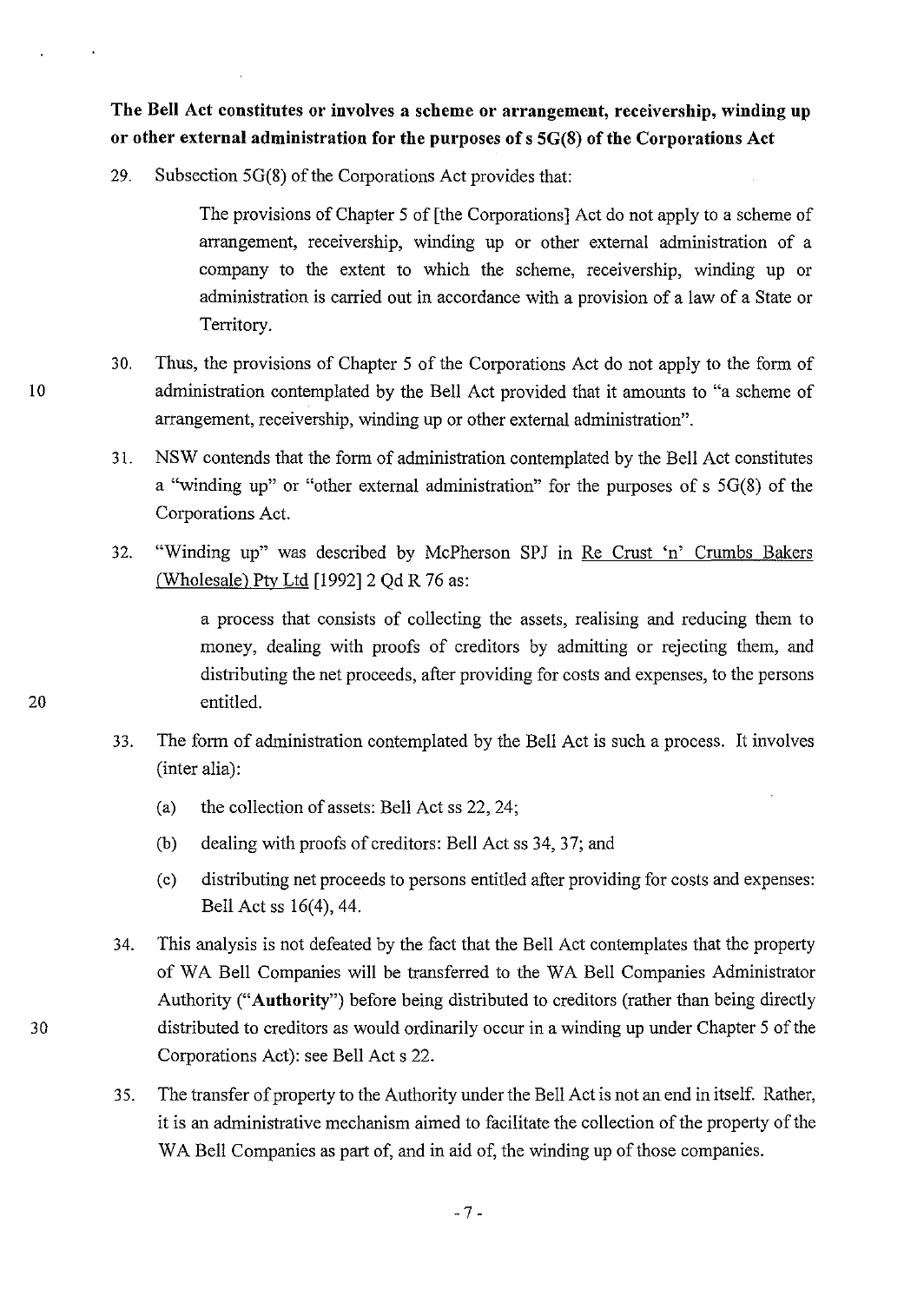**The Bell Act constitutes or involves a scheme or arrangement, receivership, winding up or other external administration for the purposes of s 5G(8) of the Corporations Act**

29. Subsection 5G(8) of the Corporations Act provides that:

> The provisions of Chapter 5 of [the Corporations] Act do not apply to a scheme of arrangement, receivership, winding up or other external administration of a company to the extent to which the scheme, receivership, winding up or administration is carried out in accordance with a provision of a law of a State or Territory.

30. Thus, the provisions of Chapter 5 of the Corporations Act do not apply to the form of administration contemplated by the Bell Act provided that it amounts to "a scheme of arrangement, receivership, winding up or other external administration".

31. NSW contends that the form of administration contemplated by the Bell Act constitutes a "winding up" or "other external administration" for the purposes of s 5G(8) of the Corporations Act.

32. "Winding up" was described by McPherson SPJ in Re Crust 'n' Crumbs Bakers (Wholesale) Pty Ltd [1992] 2 Qd R 76 as:

> a process that consists of collecting the assets, realising and reducing them to money, dealing with proofs of creditors by admitting or rejecting them, and distributing the net proceeds, after providing for costs and expenses, to the persons entitled.

33. The form of administration contemplated by the Bell Act is such a process. It involves (inter alia):

    (a) the collection of assets: Bell Act ss 22, 24;

    (b) dealing with proofs of creditors: Bell Act ss 34, 37; and

    (c) distributing net proceeds to persons entitled after providing for costs and expenses: Bell Act ss 16(4), 44.

34. This analysis is not defeated by the fact that the Bell Act contemplates that the property of WA Bell Companies will be transferred to the WA Bell Companies Administrator Authority ("**Authority**") before being distributed to creditors (rather than being directly distributed to creditors as would ordinarily occur in a winding up under Chapter 5 of the Corporations Act): see Bell Act s 22.

35. The transfer of property to the Authority under the Bell Act is not an end in itself. Rather, it is an administrative mechanism aimed to facilitate the collection of the property of the WA Bell Companies as part of, and in aid of, the winding up of those companies.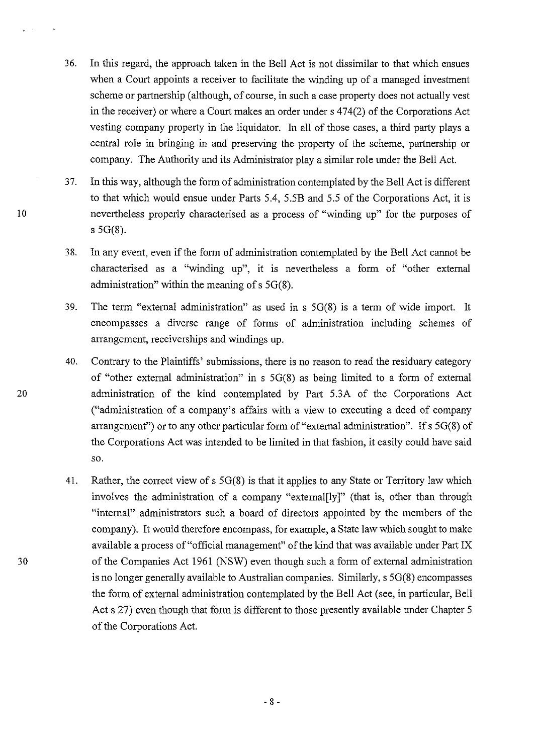36. In this regard, the approach taken in the Bell Act is not dissimilar to that which ensues when a Court appoints a receiver to facilitate the winding up of a managed investment scheme or partnership (although, of course, in such a case property does not actually vest in the receiver) or where a Court makes an order under s 474(2) of the Corporations Act vesting company property in the liquidator. In all of those cases, a third party plays a central role in bringing in and preserving the property of the scheme, partnership or company. The Authority and its Administrator play a similar role under the Bell Act.

37. In this way, although the form of administration contemplated by the Bell Act is different to that which would ensue under Parts 5.4, 5.5B and 5.5 of the Corporations Act, it is nevertheless properly characterised as a process of "winding up" for the purposes of s 5G(8).

38. In any event, even if the form of administration contemplated by the Bell Act cannot be characterised as a "winding up", it is nevertheless a form of "other external administration" within the meaning of s 5G(8).

39. The term "external administration" as used in s 5G(8) is a term of wide import. It encompasses a diverse range of forms of administration including schemes of arrangement, receiverships and windings up.

40. Contrary to the Plaintiffs' submissions, there is no reason to read the residuary category of "other external administration" in s 5G(8) as being limited to a form of external administration of the kind contemplated by Part 5.3A of the Corporations Act ("administration of a company's affairs with a view to executing a deed of company arrangement") or to any other particular form of "external administration". If s 5G(8) of the Corporations Act was intended to be limited in that fashion, it easily could have said so.

41. Rather, the correct view of s 5G(8) is that it applies to any State or Territory law which involves the administration of a company "external[ly]" (that is, other than through "internal" administrators such a board of directors appointed by the members of the company). It would therefore encompass, for example, a State law which sought to make available a process of "official management" of the kind that was available under Part IX of the Companies Act 1961 (NSW) even though such a form of external administration is no longer generally available to Australian companies. Similarly, s 5G(8) encompasses the form of external administration contemplated by the Bell Act (see, in particular, Bell Act s 27) even though that form is different to those presently available under Chapter 5 of the Corporations Act.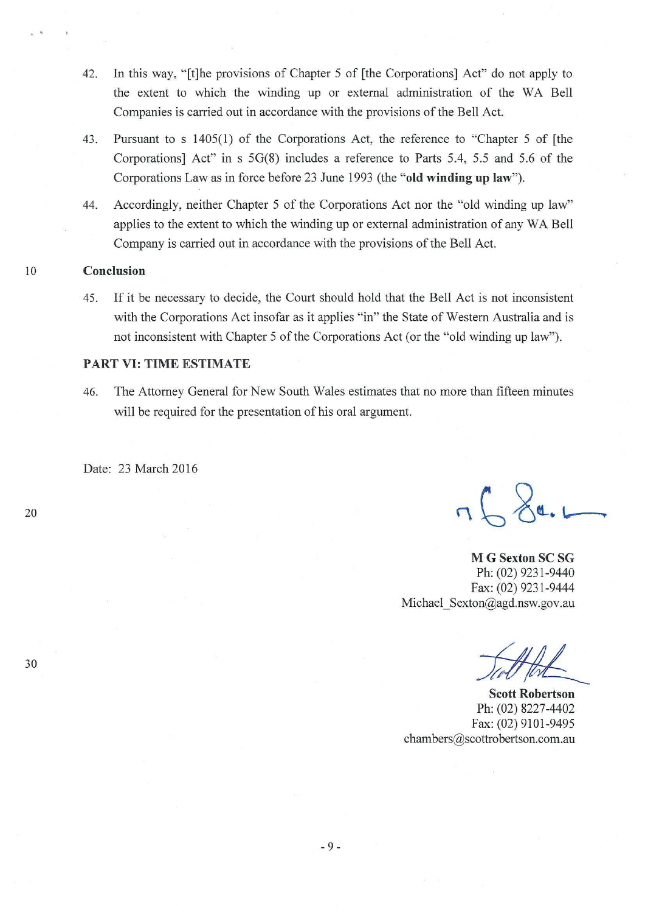42. In this way, "[t]he provisions of Chapter 5 of [the Corporations] Act" do not apply to the extent to which the winding up or external administration of the WA Bell Companies is carried out in accordance with the provisions of the Bell Act.

43. Pursuant to s 1405(1) of the Corporations Act, the reference to "Chapter 5 of [the Corporations] Act" in s 5G(8) includes a reference to Parts 5.4, 5.5 and 5.6 of the Corporations Law as in force before 23 June 1993 (the "**old winding up law**").

44. Accordingly, neither Chapter 5 of the Corporations Act nor the "old winding up law" applies to the extent to which the winding up or external administration of any WA Bell Company is carried out in accordance with the provisions of the Bell Act.

### Conclusion

45. If it be necessary to decide, the Court should hold that the Bell Act is not inconsistent with the Corporations Act insofar as it applies "in" the State of Western Australia and is not inconsistent with Chapter 5 of the Corporations Act (or the "old winding up law").

## PART VI: TIME ESTIMATE

46. The Attorney General for New South Wales estimates that no more than fifteen minutes will be required for the presentation of his oral argument.

Date: 23 March 2016

**M G Sexton SC SG**
Ph: (02) 9231-9440
Fax: (02) 9231-9444
Michael_Sexton@agd.nsw.gov.au

**Scott Robertson**
Ph: (02) 8227-4402
Fax: (02) 9101-9495
chambers@scottrobertson.com.au